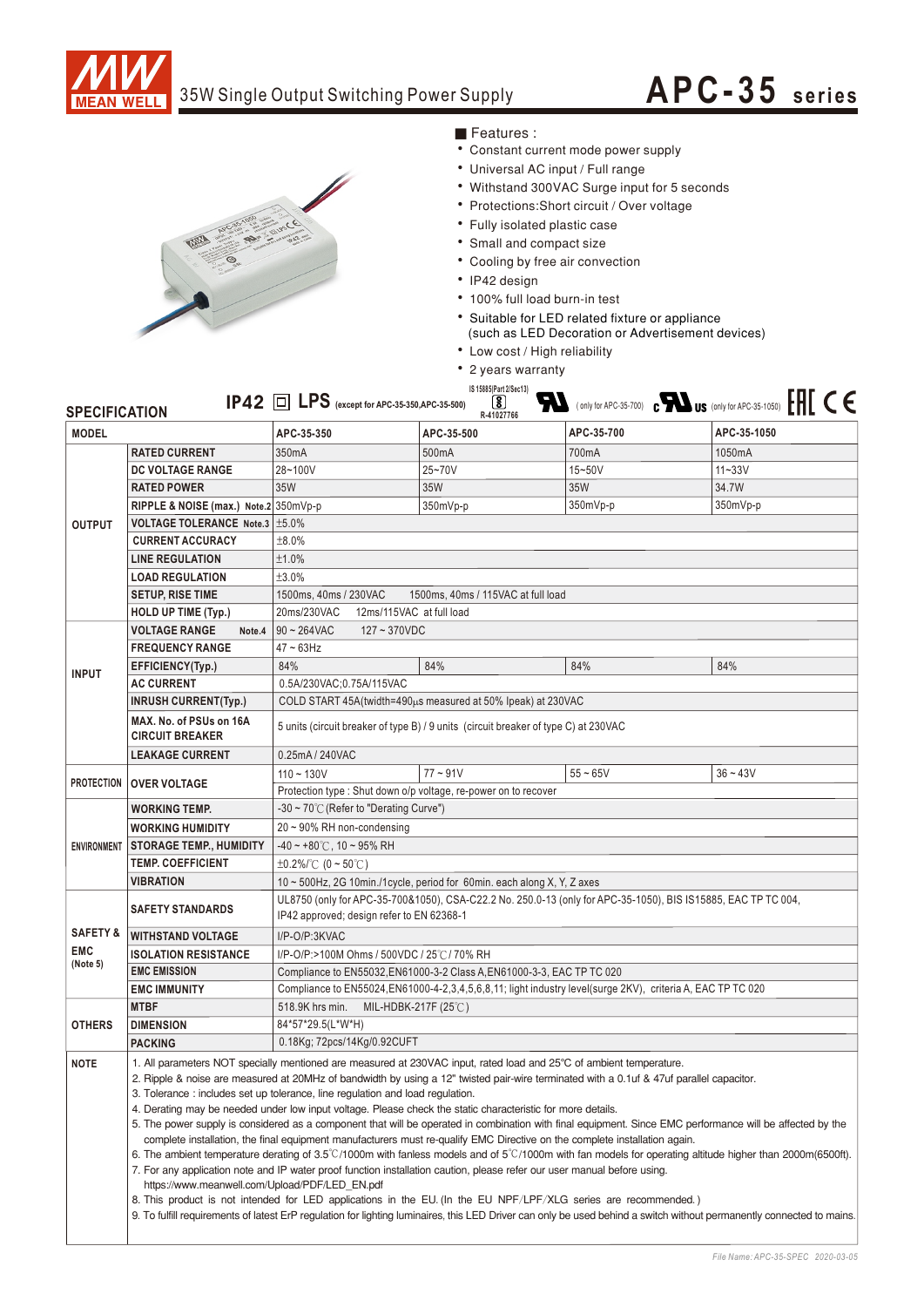MEAN WELL

# 35W Single Output Switching Power Supply

# APC-35 series

■ Features :

- Constant current mode power supply
- Universal AC input / Full range
- Withstand 300VAC Surge input for 5 seconds
- Protections:Short circuit / Over voltage
- Fully isolated plastic case
- Small and compact size
- Cooling by free air convection
- IP42 design
- 100% full load burn-in test
- Suitable for LED related fixture or appliance (such as LED Decoration or Advertisement devices)
- Low cost / High reliability
- 2 years warranty

## SPECIFICATION

IP42 LPS (except for APC-35-350,APC-35-500) IS 15885(Part 2/Sec13) R-41027766 (only for APC-35-700) cULus (only for APC-35-1050) EAC CE

| MODEL | | APC-35-350 | APC-35-500 | APC-35-700 | APC-35-1050 |
|---|---|---|---|---|---|
| OUTPUT | RATED CURRENT | 350mA | 500mA | 700mA | 1050mA |
| | DC VOLTAGE RANGE | 28~100V | 25~70V | 15~50V | 11~33V |
| | RATED POWER | 35W | 35W | 35W | 34.7W |
| | RIPPLE & NOISE (max.) Note.2 | 350mVp-p | 350mVp-p | 350mVp-p | 350mVp-p |
| | VOLTAGE TOLERANCE Note.3 | ±5.0% | | | |
| | CURRENT ACCURACY | ±8.0% | | | |
| | LINE REGULATION | ±1.0% | | | |
| | LOAD REGULATION | ±3.0% | | | |
| | SETUP, RISE TIME | 1500ms, 40ms / 230VAC 1500ms, 40ms / 115VAC at full load | | | |
| | HOLD UP TIME (Typ.) | 20ms/230VAC 12ms/115VAC at full load | | | |
| INPUT | VOLTAGE RANGE Note.4 | 90 ~ 264VAC 127 ~ 370VDC | | | |
| | FREQUENCY RANGE | 47 ~ 63Hz | | | |
| | EFFICIENCY(Typ.) | 84% | 84% | 84% | 84% |
| | AC CURRENT | 0.5A/230VAC;0.75A/115VAC | | | |
| | INRUSH CURRENT(Typ.) | COLD START 45A(twidth=490μs measured at 50% Ipeak) at 230VAC | | | |
| | MAX. No. of PSUs on 16A CIRCUIT BREAKER | 5 units (circuit breaker of type B) / 9 units (circuit breaker of type C) at 230VAC | | | |
| | LEAKAGE CURRENT | 0.25mA / 240VAC | | | |
| PROTECTION | OVER VOLTAGE | 110 ~ 130V | 77 ~ 91V | 55 ~ 65V | 36 ~ 43V |
| | | Protection type : Shut down o/p voltage, re-power on to recover | | | |
| ENVIRONMENT | WORKING TEMP. | -30 ~ 70℃ (Refer to "Derating Curve") | | | |
| | WORKING HUMIDITY | 20 ~ 90% RH non-condensing | | | |
| | STORAGE TEMP., HUMIDITY | -40 ~ +80℃, 10 ~ 95% RH | | | |
| | TEMP. COEFFICIENT | ±0.2%/℃ (0 ~ 50℃) | | | |
| | VIBRATION | 10 ~ 500Hz, 2G 10min./1cycle, period for 60min. each along X, Y, Z axes | | | |
| SAFETY & EMC (Note 5) | SAFETY STANDARDS | UL8750 (only for APC-35-700&1050), CSA-C22.2 No. 250.0-13 (only for APC-35-1050), BIS IS15885, EAC TP TC 004, IP42 approved; design refer to EN 62368-1 | | | |
| | WITHSTAND VOLTAGE | I/P-O/P:3KVAC | | | |
| | ISOLATION RESISTANCE | I/P-O/P:>100M Ohms / 500VDC / 25℃/ 70% RH | | | |
| | EMC EMISSION | Compliance to EN55032,EN61000-3-2 Class A,EN61000-3-3, EAC TP TC 020 | | | |
| | EMC IMMUNITY | Compliance to EN55024,EN61000-4-2,3,4,5,6,8,11; light industry level(surge 2KV), criteria A, EAC TP TC 020 | | | |
| OTHERS | MTBF | 518.9K hrs min. MIL-HDBK-217F (25℃) | | | |
| | DIMENSION | 84*57*29.5(L*W*H) | | | |
| | PACKING | 0.18Kg; 72pcs/14Kg/0.92CUFT | | | |

**NOTE**

1. All parameters NOT specially mentioned are measured at 230VAC input, rated load and 25℃ of ambient temperature.
2. Ripple & noise are measured at 20MHz of bandwidth by using a 12" twisted pair-wire terminated with a 0.1uf & 47uf parallel capacitor.
3. Tolerance : includes set up tolerance, line regulation and load regulation.
4. Derating may be needed under low input voltage. Please check the static characteristic for more details.
5. The power supply is considered as a component that will be operated in combination with final equipment. Since EMC performance will be affected by the complete installation, the final equipment manufacturers must re-qualify EMC Directive on the complete installation again.
6. The ambient temperature derating of 3.5℃/1000m with fanless models and of 5℃/1000m with fan models for operating altitude higher than 2000m(6500ft).
7. For any application note and IP water proof function installation caution, please refer our user manual before using. https://www.meanwell.com/Upload/PDF/LED_EN.pdf
8. This product is not intended for LED applications in the EU. (In the EU NPF/LPF/XLG series are recommended.)
9. To fulfill requirements of latest ErP regulation for lighting luminaires, this LED Driver can only be used behind a switch without permanently connected to mains.

File Name: APC-35-SPEC 2020-03-05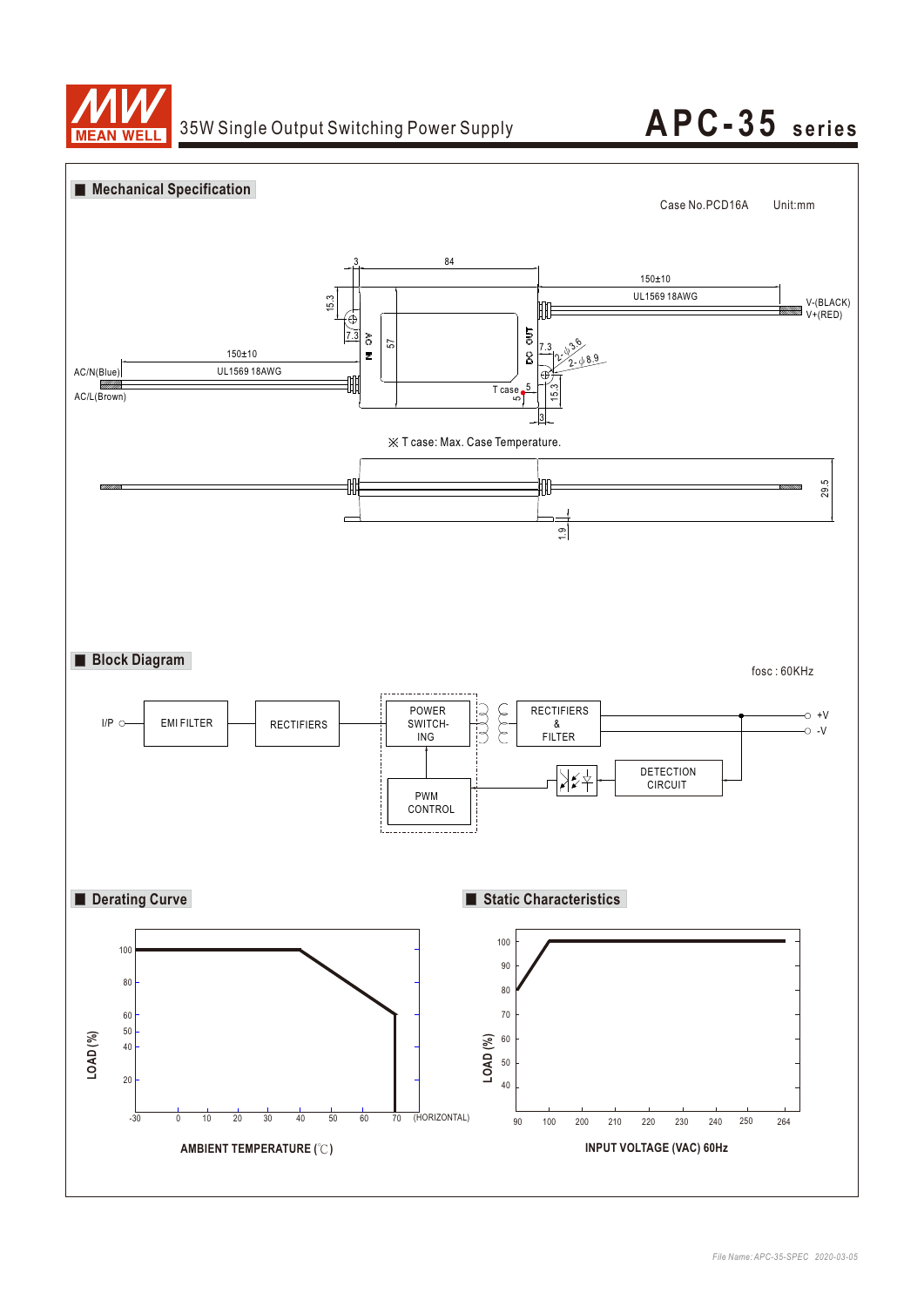# 35W Single Output Switching Power Supply

# APC-35 series

## Mechanical Specification

Case No.PCD16A Unit:mm

3
84
15.3
7.3
AC IN
57
DC OUT
7.3
2-φ3.6
2-φ8.9
15.3
5
5
T case
3
150±10
UL1569 18AWG
V-(BLACK)
V+(RED)
150±10
UL1569 18AWG
AC/N(Blue)
AC/L(Brown)

※ T case: Max. Case Temperature.

29.5
1.9

## Block Diagram

fosc : 60KHz

I/P
EMI FILTER
RECTIFIERS
POWER SWITCH-ING
PWM CONTROL
RECTIFIERS & FILTER
DETECTION CIRCUIT
+V
-V

## Derating Curve

LOAD (%)
100
80
60
50
40
20
-30
0
10
20
30
40
50
60
70 (HORIZONTAL)

AMBIENT TEMPERATURE (℃)

## Static Characteristics

LOAD (%)
100
90
80
70
60
50
40
90
100
200
210
220
230
240
250
264

INPUT VOLTAGE (VAC) 60Hz